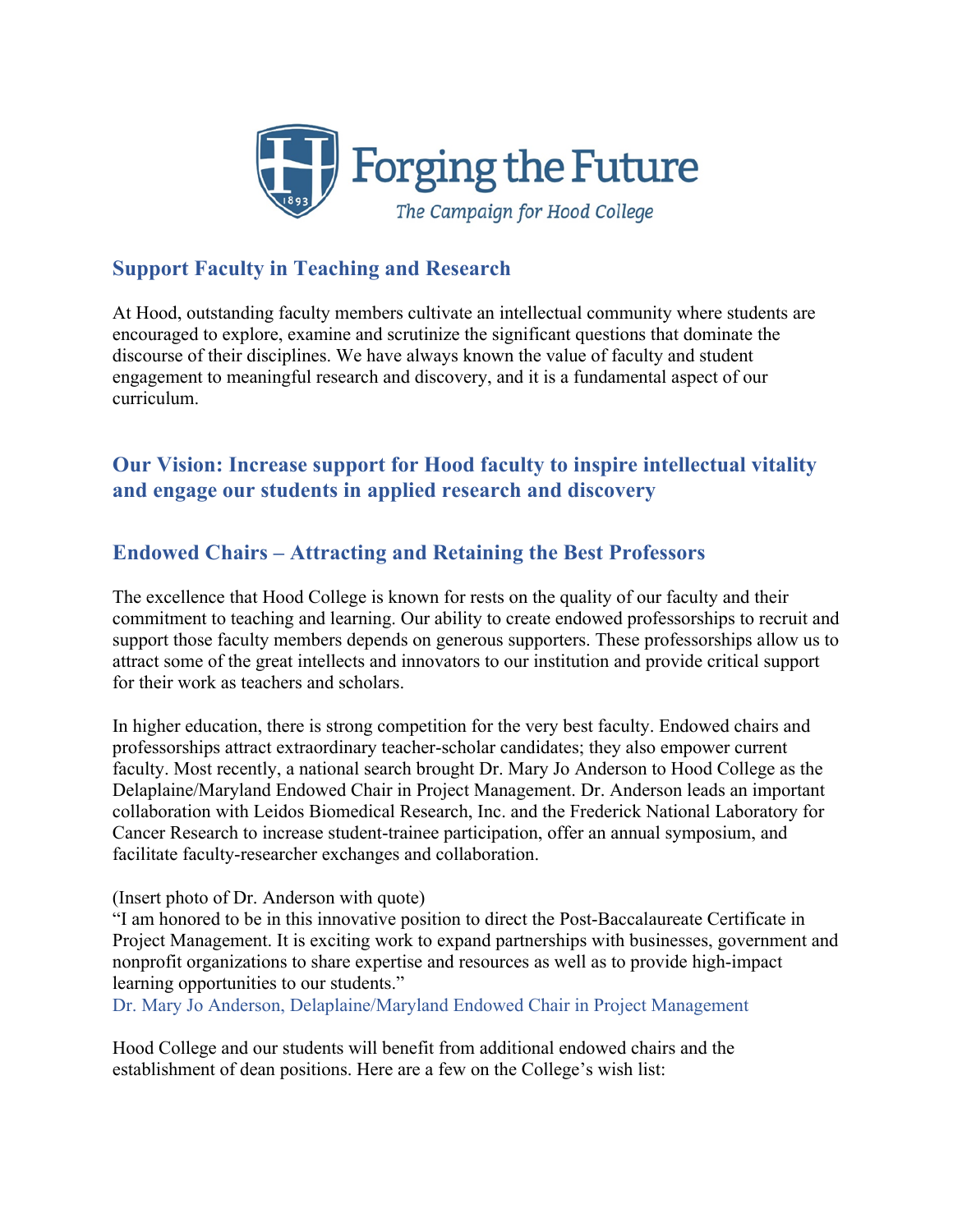# Forging the Future

*The Campaign for Hood College*

## Support Faculty in Teaching and Research

At Hood, outstanding faculty members cultivate an intellectual community where students are encouraged to explore, examine and scrutinize the significant questions that dominate the discourse of their disciplines. We have always known the value of faculty and student engagement to meaningful research and discovery, and it is a fundamental aspect of our curriculum.

## Our Vision: Increase support for Hood faculty to inspire intellectual vitality and engage our students in applied research and discovery

## Endowed Chairs – Attracting and Retaining the Best Professors

The excellence that Hood College is known for rests on the quality of our faculty and their commitment to teaching and learning. Our ability to create endowed professorships to recruit and support those faculty members depends on generous supporters. These professorships allow us to attract some of the great intellects and innovators to our institution and provide critical support for their work as teachers and scholars.

In higher education, there is strong competition for the very best faculty. Endowed chairs and professorships attract extraordinary teacher-scholar candidates; they also empower current faculty. Most recently, a national search brought Dr. Mary Jo Anderson to Hood College as the Delaplaine/Maryland Endowed Chair in Project Management. Dr. Anderson leads an important collaboration with Leidos Biomedical Research, Inc. and the Frederick National Laboratory for Cancer Research to increase student-trainee participation, offer an annual symposium, and facilitate faculty-researcher exchanges and collaboration.

(Insert photo of Dr. Anderson with quote)
"I am honored to be in this innovative position to direct the Post-Baccalaureate Certificate in Project Management. It is exciting work to expand partnerships with businesses, government and nonprofit organizations to share expertise and resources as well as to provide high-impact learning opportunities to our students."
Dr. Mary Jo Anderson, Delaplaine/Maryland Endowed Chair in Project Management

Hood College and our students will benefit from additional endowed chairs and the establishment of dean positions. Here are a few on the College's wish list: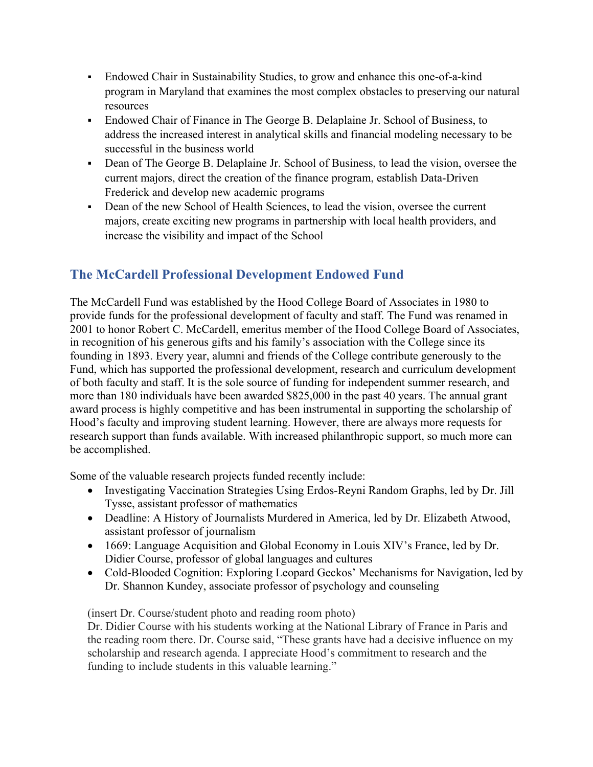- Endowed Chair in Sustainability Studies, to grow and enhance this one-of-a-kind program in Maryland that examines the most complex obstacles to preserving our natural resources
- Endowed Chair of Finance in The George B. Delaplaine Jr. School of Business, to address the increased interest in analytical skills and financial modeling necessary to be successful in the business world
- Dean of The George B. Delaplaine Jr. School of Business, to lead the vision, oversee the current majors, direct the creation of the finance program, establish Data-Driven Frederick and develop new academic programs
- Dean of the new School of Health Sciences, to lead the vision, oversee the current majors, create exciting new programs in partnership with local health providers, and increase the visibility and impact of the School

## The McCardell Professional Development Endowed Fund

The McCardell Fund was established by the Hood College Board of Associates in 1980 to provide funds for the professional development of faculty and staff. The Fund was renamed in 2001 to honor Robert C. McCardell, emeritus member of the Hood College Board of Associates, in recognition of his generous gifts and his family's association with the College since its founding in 1893. Every year, alumni and friends of the College contribute generously to the Fund, which has supported the professional development, research and curriculum development of both faculty and staff. It is the sole source of funding for independent summer research, and more than 180 individuals have been awarded $825,000 in the past 40 years. The annual grant award process is highly competitive and has been instrumental in supporting the scholarship of Hood's faculty and improving student learning. However, there are always more requests for research support than funds available. With increased philanthropic support, so much more can be accomplished.

Some of the valuable research projects funded recently include:

- Investigating Vaccination Strategies Using Erdos-Reyni Random Graphs, led by Dr. Jill Tysse, assistant professor of mathematics
- Deadline: A History of Journalists Murdered in America, led by Dr. Elizabeth Atwood, assistant professor of journalism
- 1669: Language Acquisition and Global Economy in Louis XIV's France, led by Dr. Didier Course, professor of global languages and cultures
- Cold-Blooded Cognition: Exploring Leopard Geckos' Mechanisms for Navigation, led by Dr. Shannon Kundey, associate professor of psychology and counseling

(insert Dr. Course/student photo and reading room photo)
Dr. Didier Course with his students working at the National Library of France in Paris and the reading room there. Dr. Course said, "These grants have had a decisive influence on my scholarship and research agenda. I appreciate Hood's commitment to research and the funding to include students in this valuable learning."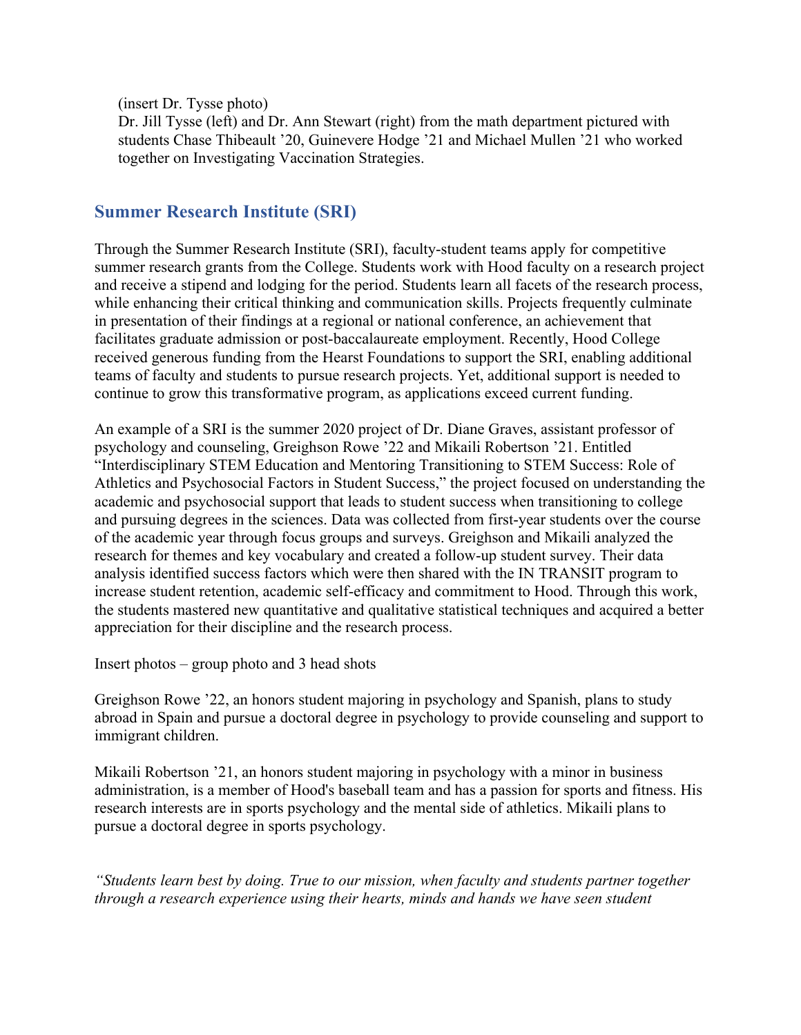(insert Dr. Tysse photo)
Dr. Jill Tysse (left) and Dr. Ann Stewart (right) from the math department pictured with students Chase Thibeault '20, Guinevere Hodge '21 and Michael Mullen '21 who worked together on Investigating Vaccination Strategies.

## Summer Research Institute (SRI)

Through the Summer Research Institute (SRI), faculty-student teams apply for competitive summer research grants from the College. Students work with Hood faculty on a research project and receive a stipend and lodging for the period. Students learn all facets of the research process, while enhancing their critical thinking and communication skills. Projects frequently culminate in presentation of their findings at a regional or national conference, an achievement that facilitates graduate admission or post-baccalaureate employment. Recently, Hood College received generous funding from the Hearst Foundations to support the SRI, enabling additional teams of faculty and students to pursue research projects. Yet, additional support is needed to continue to grow this transformative program, as applications exceed current funding.

An example of a SRI is the summer 2020 project of Dr. Diane Graves, assistant professor of psychology and counseling, Greighson Rowe '22 and Mikaili Robertson '21. Entitled "Interdisciplinary STEM Education and Mentoring Transitioning to STEM Success: Role of Athletics and Psychosocial Factors in Student Success," the project focused on understanding the academic and psychosocial support that leads to student success when transitioning to college and pursuing degrees in the sciences. Data was collected from first-year students over the course of the academic year through focus groups and surveys. Greighson and Mikaili analyzed the research for themes and key vocabulary and created a follow-up student survey. Their data analysis identified success factors which were then shared with the IN TRANSIT program to increase student retention, academic self-efficacy and commitment to Hood. Through this work, the students mastered new quantitative and qualitative statistical techniques and acquired a better appreciation for their discipline and the research process.

Insert photos – group photo and 3 head shots

Greighson Rowe '22, an honors student majoring in psychology and Spanish, plans to study abroad in Spain and pursue a doctoral degree in psychology to provide counseling and support to immigrant children.

Mikaili Robertson '21, an honors student majoring in psychology with a minor in business administration, is a member of Hood's baseball team and has a passion for sports and fitness. His research interests are in sports psychology and the mental side of athletics. Mikaili plans to pursue a doctoral degree in sports psychology.

*"Students learn best by doing. True to our mission, when faculty and students partner together through a research experience using their hearts, minds and hands we have seen student*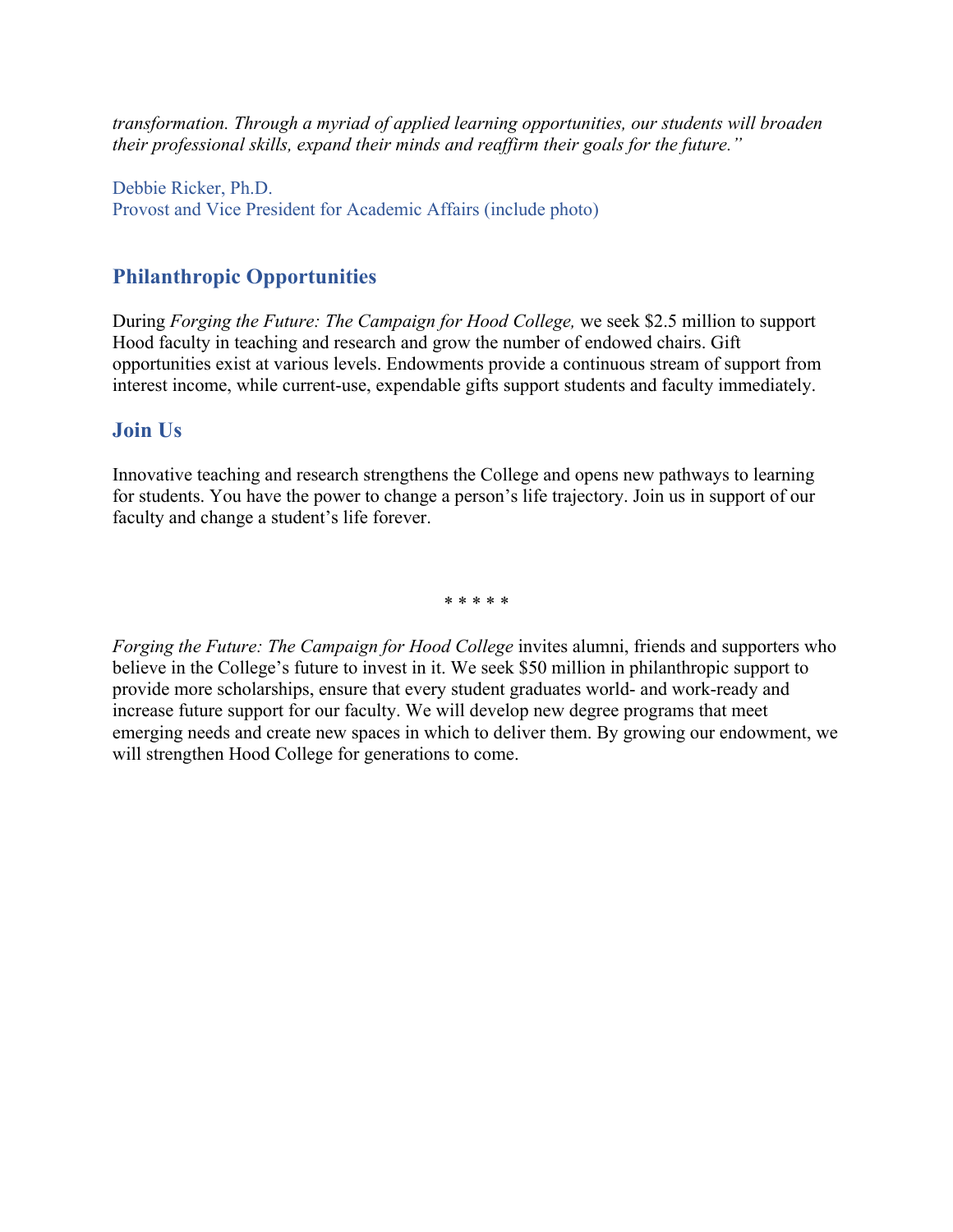*transformation. Through a myriad of applied learning opportunities, our students will broaden their professional skills, expand their minds and reaffirm their goals for the future."*

Debbie Ricker, Ph.D.
Provost and Vice President for Academic Affairs (include photo)

## Philanthropic Opportunities

During *Forging the Future: The Campaign for Hood College,* we seek $2.5 million to support Hood faculty in teaching and research and grow the number of endowed chairs. Gift opportunities exist at various levels. Endowments provide a continuous stream of support from interest income, while current-use, expendable gifts support students and faculty immediately.

## Join Us

Innovative teaching and research strengthens the College and opens new pathways to learning for students. You have the power to change a person's life trajectory. Join us in support of our faculty and change a student's life forever.

\* \* \* \* \*

*Forging the Future: The Campaign for Hood College* invites alumni, friends and supporters who believe in the College's future to invest in it. We seek $50 million in philanthropic support to provide more scholarships, ensure that every student graduates world- and work-ready and increase future support for our faculty. We will develop new degree programs that meet emerging needs and create new spaces in which to deliver them. By growing our endowment, we will strengthen Hood College for generations to come.